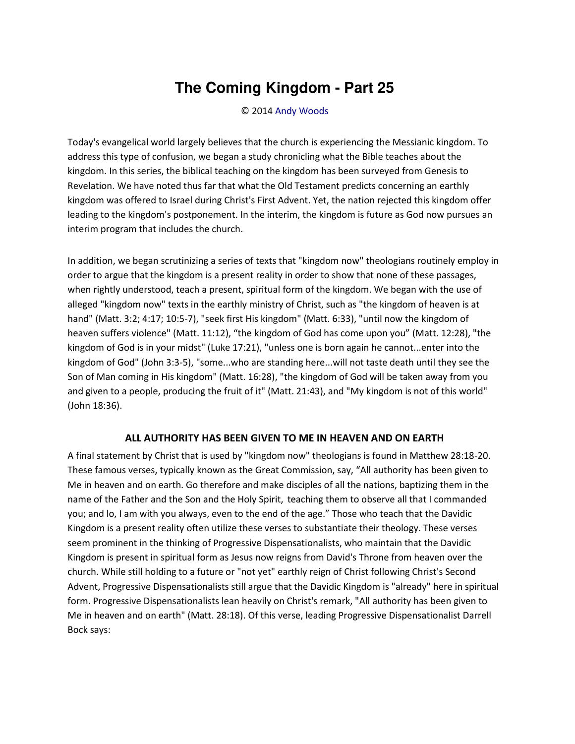# The Coming Kingdom - Part 25

© 2014 Andy Woods

Today's evangelical world largely believes that the church is experiencing the Messianic kingdom. To address this type of confusion, we began a study chronicling what the Bible teaches about the kingdom. In this series, the biblical teaching on the kingdom has been surveyed from Genesis to Revelation. We have noted thus far that what the Old Testament predicts concerning an earthly kingdom was offered to Israel during Christ's First Advent. Yet, the nation rejected this kingdom offer leading to the kingdom's postponement. In the interim, the kingdom is future as God now pursues an interim program that includes the church.

In addition, we began scrutinizing a series of texts that "kingdom now" theologians routinely employ in order to argue that the kingdom is a present reality in order to show that none of these passages, when rightly understood, teach a present, spiritual form of the kingdom. We began with the use of alleged "kingdom now" texts in the earthly ministry of Christ, such as "the kingdom of heaven is at hand" (Matt. 3:2; 4:17; 10:5-7), "seek first His kingdom" (Matt. 6:33), "until now the kingdom of heaven suffers violence" (Matt. 11:12), "the kingdom of God has come upon you" (Matt. 12:28), "the kingdom of God is in your midst" (Luke 17:21), "unless one is born again he cannot...enter into the kingdom of God" (John 3:3-5), "some...who are standing here...will not taste death until they see the Son of Man coming in His kingdom" (Matt. 16:28), "the kingdom of God will be taken away from you and given to a people, producing the fruit of it" (Matt. 21:43), and "My kingdom is not of this world" (John 18:36).

## ALL AUTHORITY HAS BEEN GIVEN TO ME IN HEAVEN AND ON EARTH

A final statement by Christ that is used by "kingdom now" theologians is found in Matthew 28:18-20. These famous verses, typically known as the Great Commission, say, "All authority has been given to Me in heaven and on earth. Go therefore and make disciples of all the nations, baptizing them in the name of the Father and the Son and the Holy Spirit, teaching them to observe all that I commanded you; and lo, I am with you always, even to the end of the age." Those who teach that the Davidic Kingdom is a present reality often utilize these verses to substantiate their theology. These verses seem prominent in the thinking of Progressive Dispensationalists, who maintain that the Davidic Kingdom is present in spiritual form as Jesus now reigns from David's Throne from heaven over the church. While still holding to a future or "not yet" earthly reign of Christ following Christ's Second Advent, Progressive Dispensationalists still argue that the Davidic Kingdom is "already" here in spiritual form. Progressive Dispensationalists lean heavily on Christ's remark, "All authority has been given to Me in heaven and on earth" (Matt. 28:18). Of this verse, leading Progressive Dispensationalist Darrell Bock says: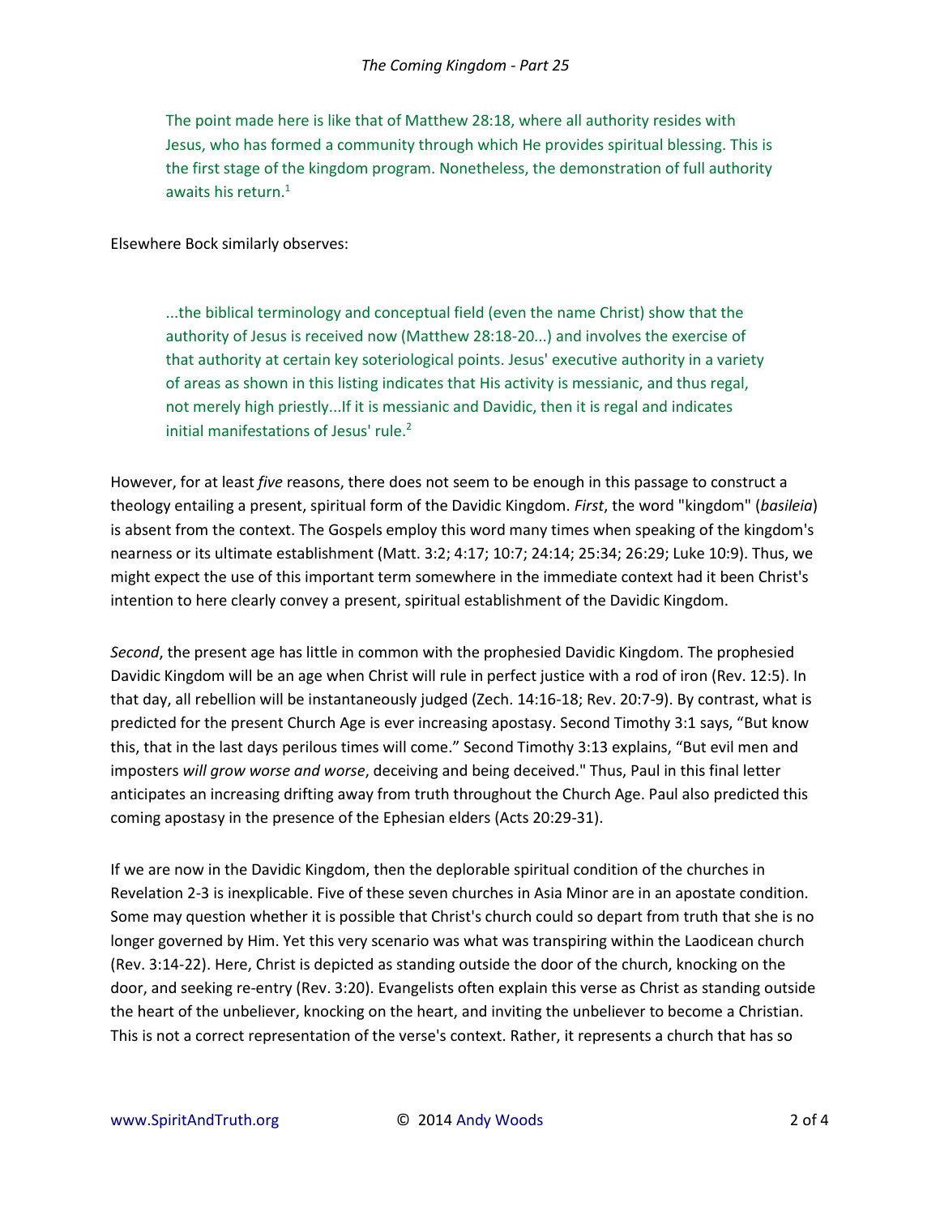> The point made here is like that of Matthew 28:18, where all authority resides with Jesus, who has formed a community through which He provides spiritual blessing. This is the first stage of the kingdom program. Nonetheless, the demonstration of full authority awaits his return.[1]

Elsewhere Bock similarly observes:

> ...the biblical terminology and conceptual field (even the name Christ) show that the authority of Jesus is received now (Matthew 28:18-20...) and involves the exercise of that authority at certain key soteriological points. Jesus' executive authority in a variety of areas as shown in this listing indicates that His activity is messianic, and thus regal, not merely high priestly...If it is messianic and Davidic, then it is regal and indicates initial manifestations of Jesus' rule.[2]

However, for at least *five* reasons, there does not seem to be enough in this passage to construct a theology entailing a present, spiritual form of the Davidic Kingdom. *First*, the word "kingdom" (*basileia*) is absent from the context. The Gospels employ this word many times when speaking of the kingdom's nearness or its ultimate establishment (Matt. 3:2; 4:17; 10:7; 24:14; 25:34; 26:29; Luke 10:9). Thus, we might expect the use of this important term somewhere in the immediate context had it been Christ's intention to here clearly convey a present, spiritual establishment of the Davidic Kingdom.

*Second*, the present age has little in common with the prophesied Davidic Kingdom. The prophesied Davidic Kingdom will be an age when Christ will rule in perfect justice with a rod of iron (Rev. 12:5). In that day, all rebellion will be instantaneously judged (Zech. 14:16-18; Rev. 20:7-9). By contrast, what is predicted for the present Church Age is ever increasing apostasy. Second Timothy 3:1 says, "But know this, that in the last days perilous times will come." Second Timothy 3:13 explains, "But evil men and imposters *will grow worse and worse*, deceiving and being deceived." Thus, Paul in this final letter anticipates an increasing drifting away from truth throughout the Church Age. Paul also predicted this coming apostasy in the presence of the Ephesian elders (Acts 20:29-31).

If we are now in the Davidic Kingdom, then the deplorable spiritual condition of the churches in Revelation 2-3 is inexplicable. Five of these seven churches in Asia Minor are in an apostate condition. Some may question whether it is possible that Christ's church could so depart from truth that she is no longer governed by Him. Yet this very scenario was what was transpiring within the Laodicean church (Rev. 3:14-22). Here, Christ is depicted as standing outside the door of the church, knocking on the door, and seeking re-entry (Rev. 3:20). Evangelists often explain this verse as Christ as standing outside the heart of the unbeliever, knocking on the heart, and inviting the unbeliever to become a Christian. This is not a correct representation of the verse's context. Rather, it represents a church that has so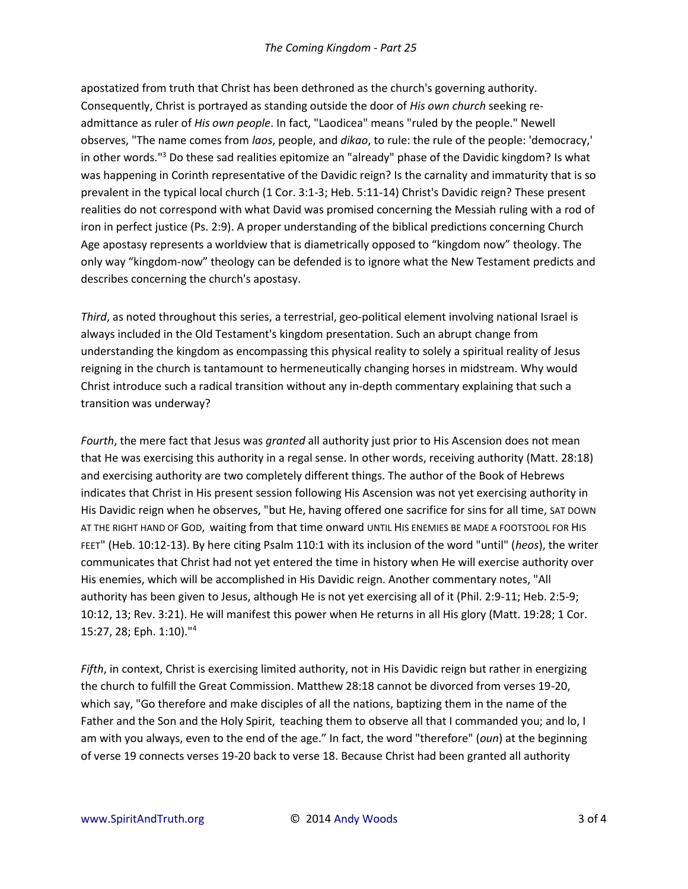apostatized from truth that Christ has been dethroned as the church's governing authority. Consequently, Christ is portrayed as standing outside the door of *His own church* seeking re-admittance as ruler of *His own people*. In fact, "Laodicea" means "ruled by the people." Newell observes, "The name comes from *laos*, people, and *dikao*, to rule: the rule of the people: 'democracy,' in other words."[3] Do these sad realities epitomize an "already" phase of the Davidic kingdom? Is what was happening in Corinth representative of the Davidic reign? Is the carnality and immaturity that is so prevalent in the typical local church (1 Cor. 3:1-3; Heb. 5:11-14) Christ's Davidic reign? These present realities do not correspond with what David was promised concerning the Messiah ruling with a rod of iron in perfect justice (Ps. 2:9). A proper understanding of the biblical predictions concerning Church Age apostasy represents a worldview that is diametrically opposed to "kingdom now" theology. The only way "kingdom-now" theology can be defended is to ignore what the New Testament predicts and describes concerning the church's apostasy.

*Third*, as noted throughout this series, a terrestrial, geo-political element involving national Israel is always included in the Old Testament's kingdom presentation. Such an abrupt change from understanding the kingdom as encompassing this physical reality to solely a spiritual reality of Jesus reigning in the church is tantamount to hermeneutically changing horses in midstream. Why would Christ introduce such a radical transition without any in-depth commentary explaining that such a transition was underway?

*Fourth*, the mere fact that Jesus was *granted* all authority just prior to His Ascension does not mean that He was exercising this authority in a regal sense. In other words, receiving authority (Matt. 28:18) and exercising authority are two completely different things. The author of the Book of Hebrews indicates that Christ in His present session following His Ascension was not yet exercising authority in His Davidic reign when he observes, "but He, having offered one sacrifice for sins for all time, SAT DOWN AT THE RIGHT HAND OF GOD, waiting from that time onward UNTIL HIS ENEMIES BE MADE A FOOTSTOOL FOR HIS FEET" (Heb. 10:12-13). By here citing Psalm 110:1 with its inclusion of the word "until" (*heos*), the writer communicates that Christ had not yet entered the time in history when He will exercise authority over His enemies, which will be accomplished in His Davidic reign. Another commentary notes, "All authority has been given to Jesus, although He is not yet exercising all of it (Phil. 2:9-11; Heb. 2:5-9; 10:12, 13; Rev. 3:21). He will manifest this power when He returns in all His glory (Matt. 19:28; 1 Cor. 15:27, 28; Eph. 1:10)."[4]

*Fifth*, in context, Christ is exercising limited authority, not in His Davidic reign but rather in energizing the church to fulfill the Great Commission. Matthew 28:18 cannot be divorced from verses 19-20, which say, "Go therefore and make disciples of all the nations, baptizing them in the name of the Father and the Son and the Holy Spirit, teaching them to observe all that I commanded you; and lo, I am with you always, even to the end of the age." In fact, the word "therefore" (*oun*) at the beginning of verse 19 connects verses 19-20 back to verse 18. Because Christ had been granted all authority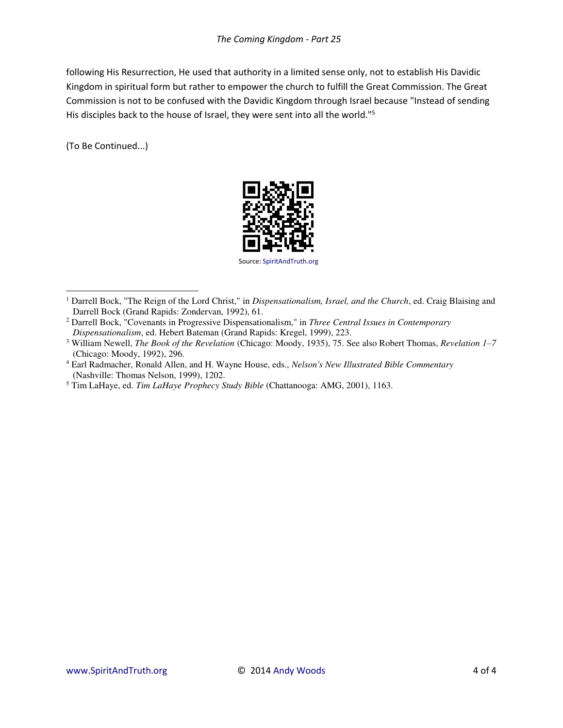following His Resurrection, He used that authority in a limited sense only, not to establish His Davidic Kingdom in spiritual form but rather to empower the church to fulfill the Great Commission. The Great Commission is not to be confused with the Davidic Kingdom through Israel because "Instead of sending His disciples back to the house of Israel, they were sent into all the world."[5]

(To Be Continued...)

Source: SpiritAndTruth.org

---

[1] Darrell Bock, "The Reign of the Lord Christ," in *Dispensationalism, Israel, and the Church*, ed. Craig Blaising and Darrell Bock (Grand Rapids: Zondervan, 1992), 61.

[2] Darrell Bock, "Covenants in Progressive Dispensationalism," in *Three Central Issues in Contemporary Dispensationalism*, ed. Hebert Bateman (Grand Rapids: Kregel, 1999), 223.

[3] William Newell, *The Book of the Revelation* (Chicago: Moody, 1935), 75. See also Robert Thomas, *Revelation 1–7* (Chicago: Moody, 1992), 296.

[4] Earl Radmacher, Ronald Allen, and H. Wayne House, eds., *Nelson's New Illustrated Bible Commentary* (Nashville: Thomas Nelson, 1999), 1202.

[5] Tim LaHaye, ed. *Tim LaHaye Prophecy Study Bible* (Chattanooga: AMG, 2001), 1163.